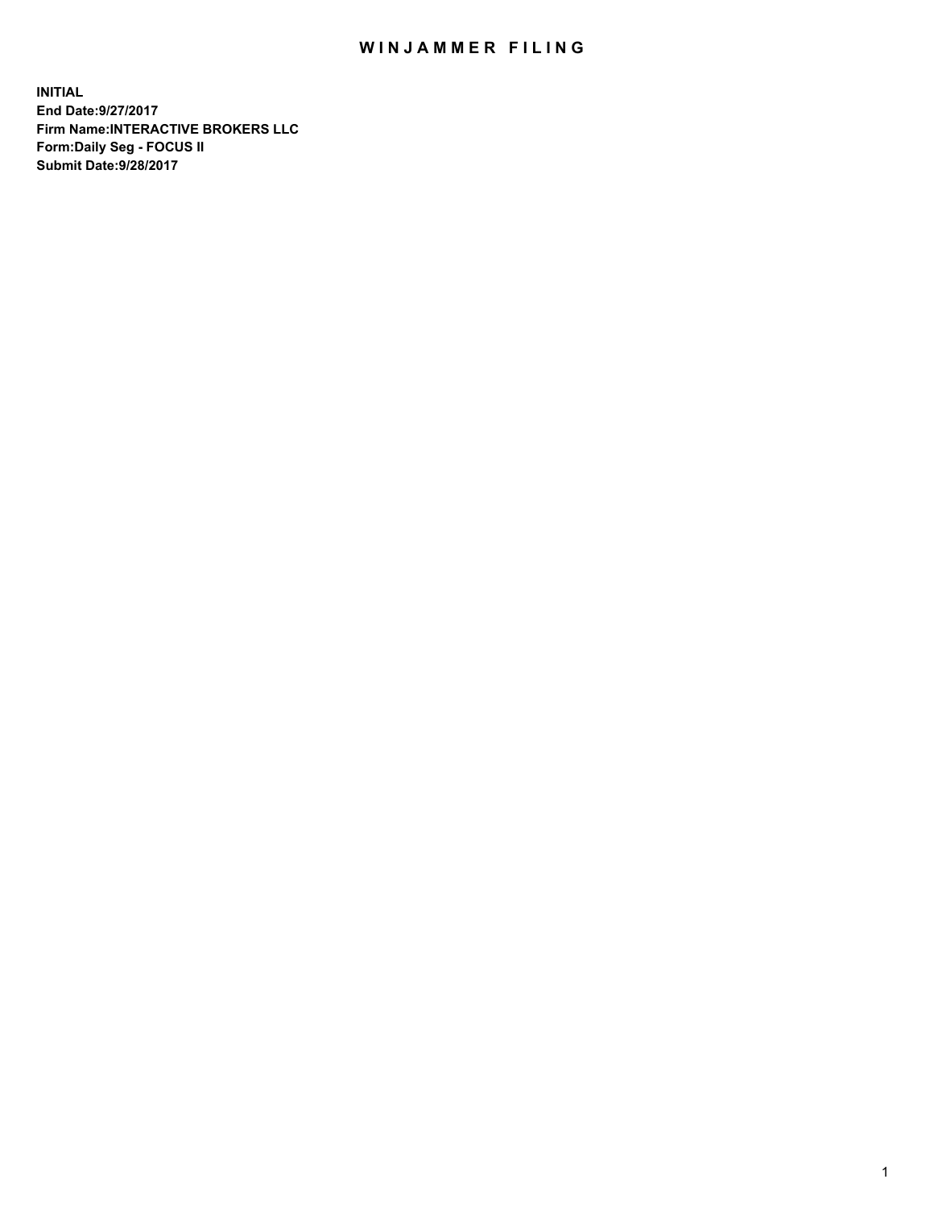# WINJAMMER FILING

**INITIAL**
**End Date:9/27/2017**
**Firm Name:INTERACTIVE BROKERS LLC**
**Form:Daily Seg - FOCUS II**
**Submit Date:9/28/2017**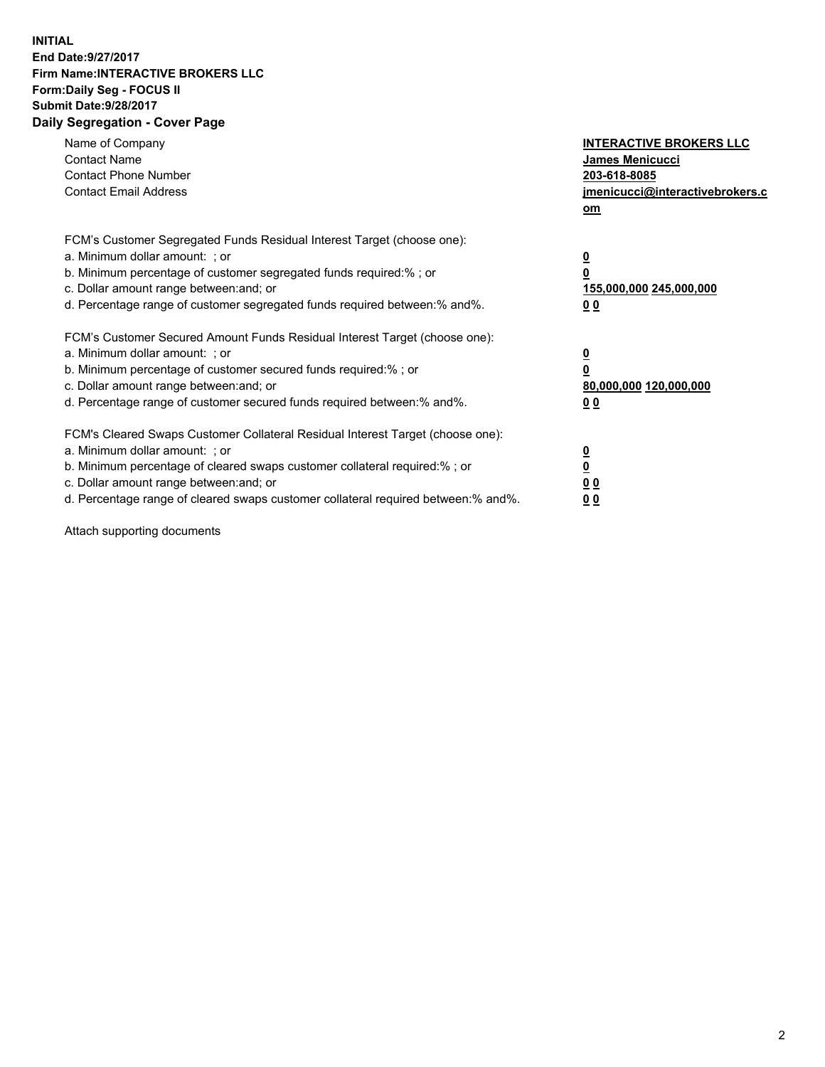**INITIAL**
**End Date:9/27/2017**
**Firm Name:INTERACTIVE BROKERS LLC**
**Form:Daily Seg - FOCUS II**
**Submit Date:9/28/2017**
**Daily Segregation - Cover Page**

| | |
|---|---|
| Name of Company | **INTERACTIVE BROKERS LLC** |
| Contact Name | **James Menicucci** |
| Contact Phone Number | **203-618-8085** |
| Contact Email Address | **jmenicucci@interactivebrokers.com** |

FCM's Customer Segregated Funds Residual Interest Target (choose one):

| | |
|---|---|
| a. Minimum dollar amount: ; or | **0** |
| b. Minimum percentage of customer segregated funds required:% ; or | **0** |
| c. Dollar amount range between:and; or | **155,000,000 245,000,000** |
| d. Percentage range of customer segregated funds required between:% and%. | **0 0** |

FCM's Customer Secured Amount Funds Residual Interest Target (choose one):

| | |
|---|---|
| a. Minimum dollar amount: ; or | **0** |
| b. Minimum percentage of customer secured funds required:% ; or | **0** |
| c. Dollar amount range between:and; or | **80,000,000 120,000,000** |
| d. Percentage range of customer secured funds required between:% and%. | **0 0** |

FCM's Cleared Swaps Customer Collateral Residual Interest Target (choose one):

| | |
|---|---|
| a. Minimum dollar amount: ; or | **0** |
| b. Minimum percentage of cleared swaps customer collateral required:% ; or | **0** |
| c. Dollar amount range between:and; or | **0 0** |
| d. Percentage range of cleared swaps customer collateral required between:% and%. | **0 0** |

Attach supporting documents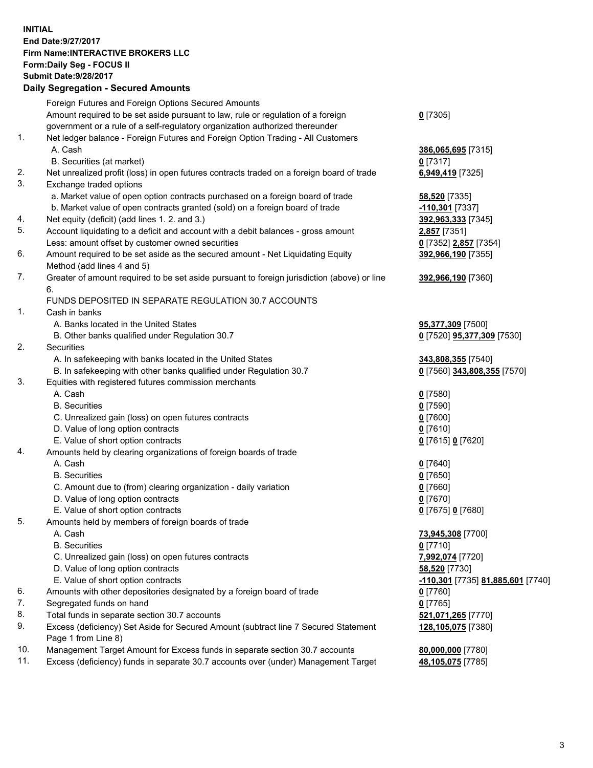**INITIAL**
**End Date:9/27/2017**
**Firm Name:INTERACTIVE BROKERS LLC**
**Form:Daily Seg - FOCUS II**
**Submit Date:9/28/2017**

## Daily Segregation - Secured Amounts

| | | |
|---|---|---|
| | Foreign Futures and Foreign Options Secured Amounts | |
| | Amount required to be set aside pursuant to law, rule or regulation of a foreign government or a rule of a self-regulatory organization authorized thereunder | **0** [7305] |
| 1. | Net ledger balance - Foreign Futures and Foreign Option Trading - All Customers | |
| | A. Cash | **386,065,695** [7315] |
| | B. Securities (at market) | **0** [7317] |
| 2. | Net unrealized profit (loss) in open futures contracts traded on a foreign board of trade | **6,949,419** [7325] |
| 3. | Exchange traded options | |
| | a. Market value of open option contracts purchased on a foreign board of trade | **58,520** [7335] |
| | b. Market value of open contracts granted (sold) on a foreign board of trade | **-110,301** [7337] |
| 4. | Net equity (deficit) (add lines 1. 2. and 3.) | **392,963,333** [7345] |
| 5. | Account liquidating to a deficit and account with a debit balances - gross amount | **2,857** [7351] |
| | Less: amount offset by customer owned securities | **0** [7352] **2,857** [7354] |
| 6. | Amount required to be set aside as the secured amount - Net Liquidating Equity Method (add lines 4 and 5) | **392,966,190** [7355] |
| 7. | Greater of amount required to be set aside pursuant to foreign jurisdiction (above) or line 6. | **392,966,190** [7360] |
| | FUNDS DEPOSITED IN SEPARATE REGULATION 30.7 ACCOUNTS | |
| 1. | Cash in banks | |
| | A. Banks located in the United States | **95,377,309** [7500] |
| | B. Other banks qualified under Regulation 30.7 | **0** [7520] **95,377,309** [7530] |
| 2. | Securities | |
| | A. In safekeeping with banks located in the United States | **343,808,355** [7540] |
| | B. In safekeeping with other banks qualified under Regulation 30.7 | **0** [7560] **343,808,355** [7570] |
| 3. | Equities with registered futures commission merchants | |
| | A. Cash | **0** [7580] |
| | B. Securities | **0** [7590] |
| | C. Unrealized gain (loss) on open futures contracts | **0** [7600] |
| | D. Value of long option contracts | **0** [7610] |
| | E. Value of short option contracts | **0** [7615] **0** [7620] |
| 4. | Amounts held by clearing organizations of foreign boards of trade | |
| | A. Cash | **0** [7640] |
| | B. Securities | **0** [7650] |
| | C. Amount due to (from) clearing organization - daily variation | **0** [7660] |
| | D. Value of long option contracts | **0** [7670] |
| | E. Value of short option contracts | **0** [7675] **0** [7680] |
| 5. | Amounts held by members of foreign boards of trade | |
| | A. Cash | **73,945,308** [7700] |
| | B. Securities | **0** [7710] |
| | C. Unrealized gain (loss) on open futures contracts | **7,992,074** [7720] |
| | D. Value of long option contracts | **58,520** [7730] |
| | E. Value of short option contracts | **-110,301** [7735] **81,885,601** [7740] |
| 6. | Amounts with other depositories designated by a foreign board of trade | **0** [7760] |
| 7. | Segregated funds on hand | **0** [7765] |
| 8. | Total funds in separate section 30.7 accounts | **521,071,265** [7770] |
| 9. | Excess (deficiency) Set Aside for Secured Amount (subtract line 7 Secured Statement Page 1 from Line 8) | **128,105,075** [7380] |
| 10. | Management Target Amount for Excess funds in separate section 30.7 accounts | **80,000,000** [7780] |
| 11. | Excess (deficiency) funds in separate 30.7 accounts over (under) Management Target | **48,105,075** [7785] |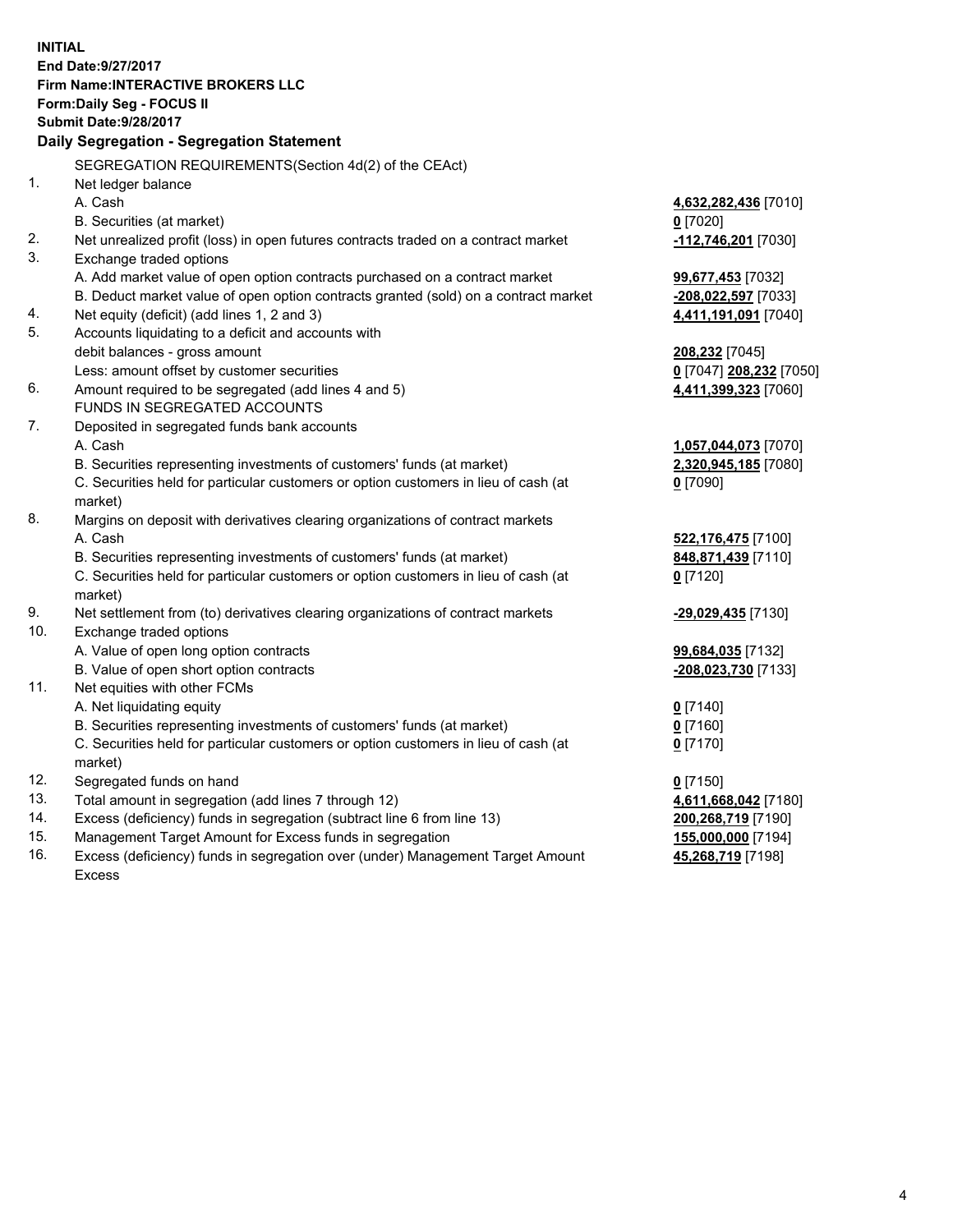**INITIAL**
**End Date:9/27/2017**
**Firm Name:INTERACTIVE BROKERS LLC**
**Form:Daily Seg - FOCUS II**
**Submit Date:9/28/2017**

## Daily Segregation - Segregation Statement

SEGREGATION REQUIREMENTS(Section 4d(2) of the CEAct)

| | | |
|---|---|---|
| 1. | Net ledger balance | |
| | A. Cash | **4,632,282,436** [7010] |
| | B. Securities (at market) | **0** [7020] |
| 2. | Net unrealized profit (loss) in open futures contracts traded on a contract market | **-112,746,201** [7030] |
| 3. | Exchange traded options | |
| | A. Add market value of open option contracts purchased on a contract market | **99,677,453** [7032] |
| | B. Deduct market value of open option contracts granted (sold) on a contract market | **-208,022,597** [7033] |
| 4. | Net equity (deficit) (add lines 1, 2 and 3) | **4,411,191,091** [7040] |
| 5. | Accounts liquidating to a deficit and accounts with debit balances - gross amount | **208,232** [7045] |
| | Less: amount offset by customer securities | **0** [7047] **208,232** [7050] |
| 6. | Amount required to be segregated (add lines 4 and 5) | **4,411,399,323** [7060] |
| | FUNDS IN SEGREGATED ACCOUNTS | |
| 7. | Deposited in segregated funds bank accounts | |
| | A. Cash | **1,057,044,073** [7070] |
| | B. Securities representing investments of customers' funds (at market) | **2,320,945,185** [7080] |
| | C. Securities held for particular customers or option customers in lieu of cash (at market) | **0** [7090] |
| 8. | Margins on deposit with derivatives clearing organizations of contract markets | |
| | A. Cash | **522,176,475** [7100] |
| | B. Securities representing investments of customers' funds (at market) | **848,871,439** [7110] |
| | C. Securities held for particular customers or option customers in lieu of cash (at market) | **0** [7120] |
| 9. | Net settlement from (to) derivatives clearing organizations of contract markets | **-29,029,435** [7130] |
| 10. | Exchange traded options | |
| | A. Value of open long option contracts | **99,684,035** [7132] |
| | B. Value of open short option contracts | **-208,023,730** [7133] |
| 11. | Net equities with other FCMs | |
| | A. Net liquidating equity | **0** [7140] |
| | B. Securities representing investments of customers' funds (at market) | **0** [7160] |
| | C. Securities held for particular customers or option customers in lieu of cash (at market) | **0** [7170] |
| 12. | Segregated funds on hand | **0** [7150] |
| 13. | Total amount in segregation (add lines 7 through 12) | **4,611,668,042** [7180] |
| 14. | Excess (deficiency) funds in segregation (subtract line 6 from line 13) | **200,268,719** [7190] |
| 15. | Management Target Amount for Excess funds in segregation | **155,000,000** [7194] |
| 16. | Excess (deficiency) funds in segregation over (under) Management Target Amount Excess | **45,268,719** [7198] |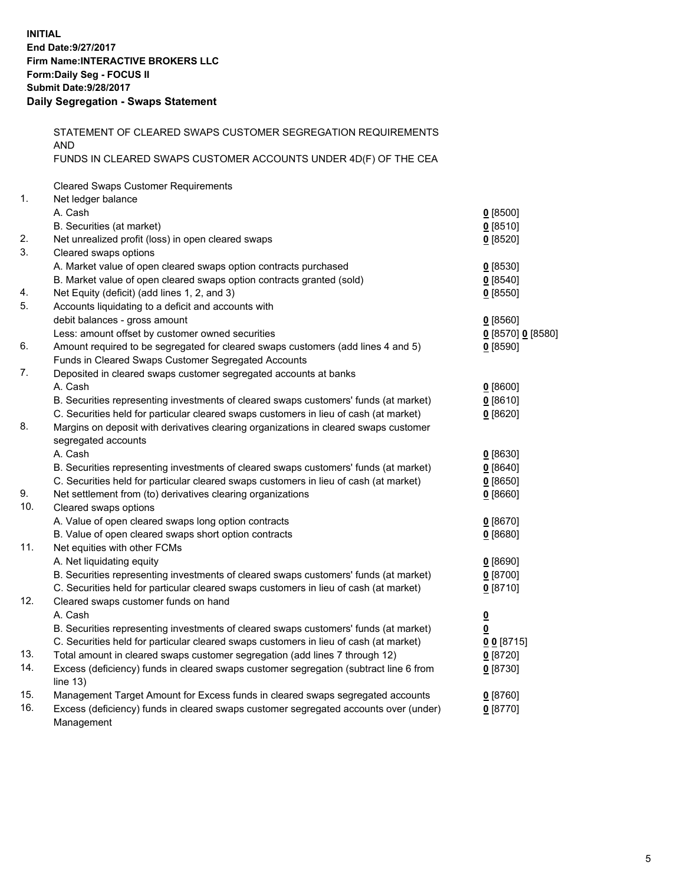**INITIAL**
**End Date:9/27/2017**
**Firm Name:INTERACTIVE BROKERS LLC**
**Form:Daily Seg - FOCUS II**
**Submit Date:9/28/2017**
**Daily Segregation - Swaps Statement**

STATEMENT OF CLEARED SWAPS CUSTOMER SEGREGATION REQUIREMENTS AND FUNDS IN CLEARED SWAPS CUSTOMER ACCOUNTS UNDER 4D(F) OF THE CEA

| | | |
|---|---|---|
| | Cleared Swaps Customer Requirements | |
| 1. | Net ledger balance | |
| | A. Cash | 0 [8500] |
| | B. Securities (at market) | 0 [8510] |
| 2. | Net unrealized profit (loss) in open cleared swaps | 0 [8520] |
| 3. | Cleared swaps options | |
| | A. Market value of open cleared swaps option contracts purchased | 0 [8530] |
| | B. Market value of open cleared swaps option contracts granted (sold) | 0 [8540] |
| 4. | Net Equity (deficit) (add lines 1, 2, and 3) | 0 [8550] |
| 5. | Accounts liquidating to a deficit and accounts with debit balances - gross amount | 0 [8560] |
| | Less: amount offset by customer owned securities | 0 [8570] 0 [8580] |
| 6. | Amount required to be segregated for cleared swaps customers (add lines 4 and 5) | 0 [8590] |
| | Funds in Cleared Swaps Customer Segregated Accounts | |
| 7. | Deposited in cleared swaps customer segregated accounts at banks | |
| | A. Cash | 0 [8600] |
| | B. Securities representing investments of cleared swaps customers' funds (at market) | 0 [8610] |
| | C. Securities held for particular cleared swaps customers in lieu of cash (at market) | 0 [8620] |
| 8. | Margins on deposit with derivatives clearing organizations in cleared swaps customer segregated accounts | |
| | A. Cash | 0 [8630] |
| | B. Securities representing investments of cleared swaps customers' funds (at market) | 0 [8640] |
| | C. Securities held for particular cleared swaps customers in lieu of cash (at market) | 0 [8650] |
| 9. | Net settlement from (to) derivatives clearing organizations | 0 [8660] |
| 10. | Cleared swaps options | |
| | A. Value of open cleared swaps long option contracts | 0 [8670] |
| | B. Value of open cleared swaps short option contracts | 0 [8680] |
| 11. | Net equities with other FCMs | |
| | A. Net liquidating equity | 0 [8690] |
| | B. Securities representing investments of cleared swaps customers' funds (at market) | 0 [8700] |
| | C. Securities held for particular cleared swaps customers in lieu of cash (at market) | 0 [8710] |
| 12. | Cleared swaps customer funds on hand | |
| | A. Cash | 0 |
| | B. Securities representing investments of cleared swaps customers' funds (at market) | 0 |
| | C. Securities held for particular cleared swaps customers in lieu of cash (at market) | 0 0 [8715] |
| 13. | Total amount in cleared swaps customer segregation (add lines 7 through 12) | 0 [8720] |
| 14. | Excess (deficiency) funds in cleared swaps customer segregation (subtract line 6 from line 13) | 0 [8730] |
| 15. | Management Target Amount for Excess funds in cleared swaps segregated accounts | 0 [8760] |
| 16. | Excess (deficiency) funds in cleared swaps customer segregated accounts over (under) Management | 0 [8770] |